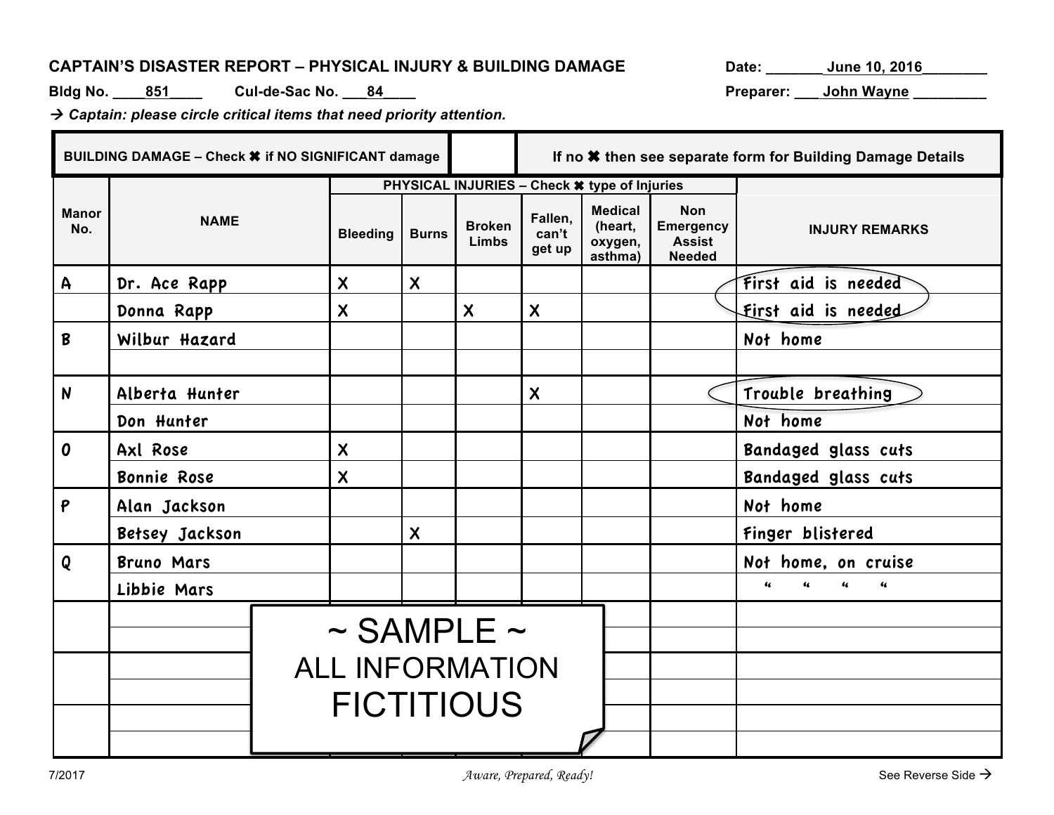**CAPTAIN'S DISASTER REPORT – PHYSICAL INJURY & BUILDING DAMAGE** Date: June 10, 2016

**Bldg No.** 851 **Cul-de-Sac No.** 84 **Preparer:** John Wayne

→ ***Captain: please circle critical items that need priority attention.***

| **BUILDING DAMAGE – Check ✖ if NO SIGNIFICANT damage** | | **If no ✖ then see separate form for Building Damage Details** |
|---|---|---|

| Manor No. | NAME | PHYSICAL INJURIES – Check ✖ type of Injuries | | | | | | INJURY REMARKS |
|---|---|---|---|---|---|---|---|---|
| | | Bleeding | Burns | Broken Limbs | Fallen, can't get up | Medical (heart, oxygen, asthma) | Non Emergency Assist Needed | |
| A | Dr. Ace Rapp | X | X | | | | | First aid is needed |
| | Donna Rapp | X | | X | X | | | First aid is needed |
| B | Wilbur Hazard | | | | | | | Not home |
| | | | | | | | | |
| N | Alberta Hunter | | | | X | | | Trouble breathing |
| | Don Hunter | | | | | | | Not home |
| O | Axl Rose | X | | | | | | Bandaged glass cuts |
| | Bonnie Rose | X | | | | | | Bandaged glass cuts |
| P | Alan Jackson | | | | | | | Not home |
| | Betsey Jackson | | X | | | | | Finger blistered |
| Q | Bruno Mars | | | | | | | Not home, on cruise |
| | Libbie Mars | | | | | | | " " " " |
| | | | | | | | | |
| | | | | | | | | |
| | | | | | | | | |
| | | | | | | | | |
| | | | | | | | | |
| | | | | | | | | |

~ SAMPLE ~
ALL INFORMATION
FICTITIOUS

7/2017 *Aware, Prepared, Ready!* See Reverse Side →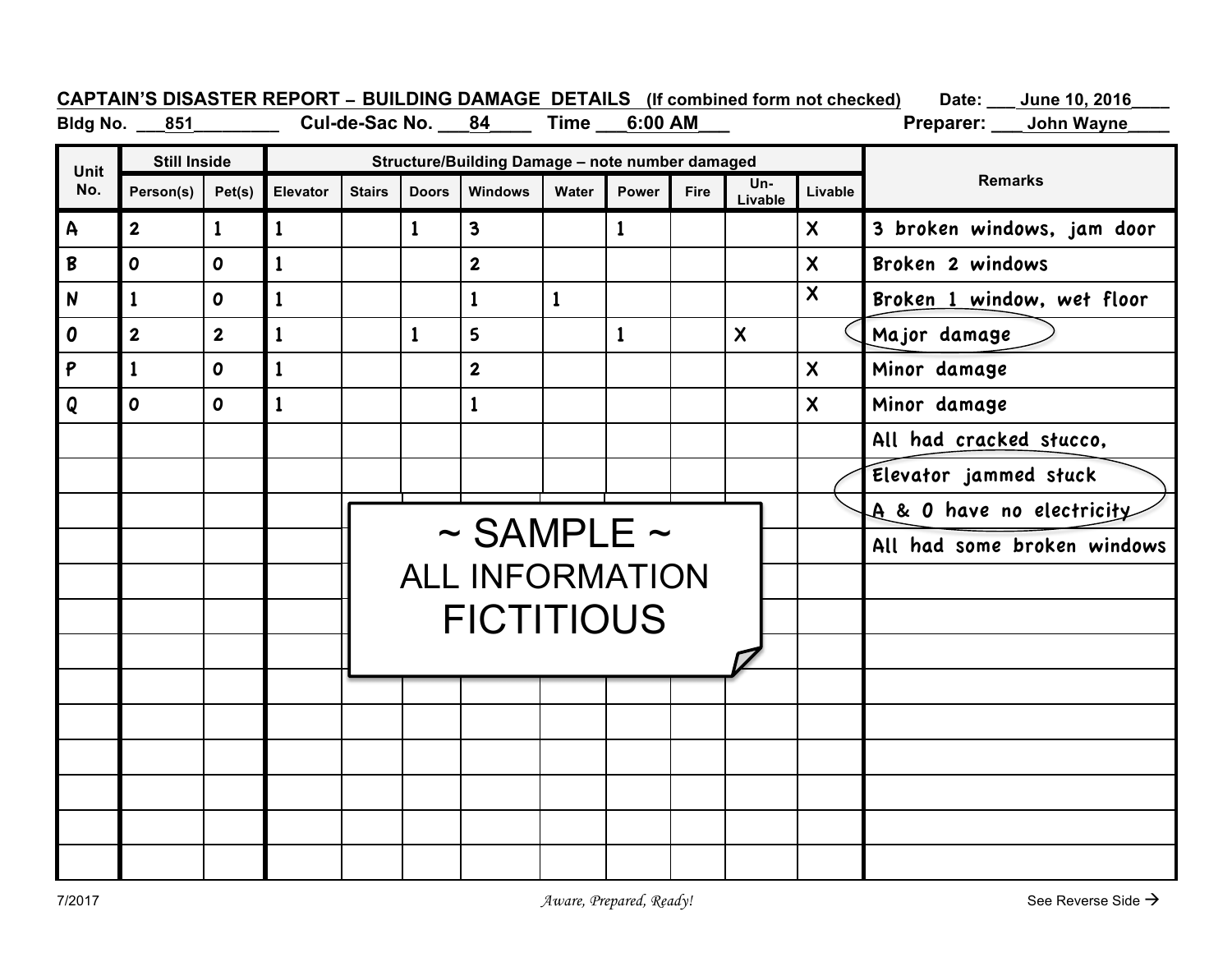**CAPTAIN'S DISASTER REPORT – BUILDING DAMAGE DETAILS** (If combined form not checked) Date: June 10, 2016

Bldg No. 851 Cul-de-Sac No. 84 Time 6:00 AM Preparer: John Wayne

| Unit No. | Still Inside | | Structure/Building Damage – note number damaged | | | | | | | | | | Remarks |
|---|---|---|---|---|---|---|---|---|---|---|---|---|---|
| | Person(s) | Pet(s) | Elevator | Stairs | Doors | Windows | Water | Power | Fire | Un-Livable | Livable | | |
| A | 2 | 1 | 1 | | 1 | 3 | | 1 | | | X | | 3 broken windows, jam door |
| B | 0 | 0 | 1 | | | 2 | | | | | X | | Broken 2 windows |
| N | 1 | 0 | 1 | | | 1 | 1 | | | | X | | Broken 1 window, wet floor |
| O | 2 | 2 | 1 | | 1 | 5 | | 1 | | X | | | Major damage |
| P | 1 | 0 | 1 | | | 2 | | | | | X | | Minor damage |
| Q | 0 | 0 | 1 | | | 1 | | | | | X | | Minor damage |
| | | | | | | | | | | | | | All had cracked stucco, |
| | | | | | | | | | | | | | Elevator jammed stuck |
| | | | | | | | | | | | | | A & O have no electricity |
| | | | | | | | | | | | | | All had some broken windows |

~ SAMPLE ~
ALL INFORMATION
FICTITIOUS

7/2017 *Aware, Prepared, Ready!* See Reverse Side →